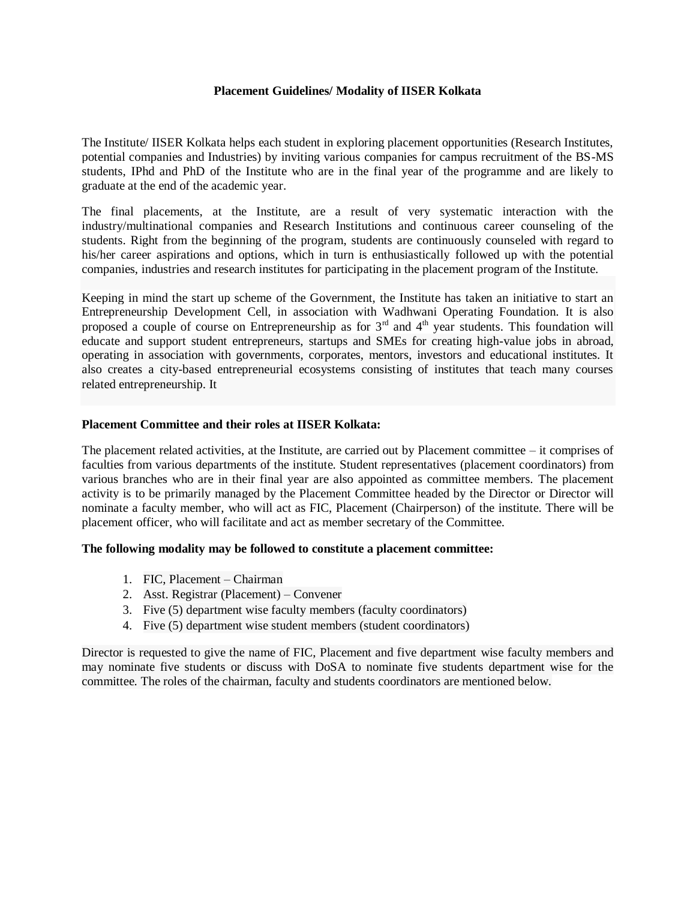# Placement Guidelines/ Modality of IISER Kolkata

The Institute/ IISER Kolkata helps each student in exploring placement opportunities (Research Institutes, potential companies and Industries) by inviting various companies for campus recruitment of the BS-MS students, IPhd and PhD of the Institute who are in the final year of the programme and are likely to graduate at the end of the academic year.

The final placements, at the Institute, are a result of very systematic interaction with the industry/multinational companies and Research Institutions and continuous career counseling of the students. Right from the beginning of the program, students are continuously counseled with regard to his/her career aspirations and options, which in turn is enthusiastically followed up with the potential companies, industries and research institutes for participating in the placement program of the Institute.

Keeping in mind the start up scheme of the Government, the Institute has taken an initiative to start an Entrepreneurship Development Cell, in association with Wadhwani Operating Foundation. It is also proposed a couple of course on Entrepreneurship as for 3rd and 4th year students. This foundation will educate and support student entrepreneurs, startups and SMEs for creating high-value jobs in abroad, operating in association with governments, corporates, mentors, investors and educational institutes. It also creates a city-based entrepreneurial ecosystems consisting of institutes that teach many courses related entrepreneurship. It

**Placement Committee and their roles at IISER Kolkata:**

The placement related activities, at the Institute, are carried out by Placement committee – it comprises of faculties from various departments of the institute. Student representatives (placement coordinators) from various branches who are in their final year are also appointed as committee members. The placement activity is to be primarily managed by the Placement Committee headed by the Director or Director will nominate a faculty member, who will act as FIC, Placement (Chairperson) of the institute. There will be placement officer, who will facilitate and act as member secretary of the Committee.

**The following modality may be followed to constitute a placement committee:**

1. FIC, Placement – Chairman
2. Asst. Registrar (Placement) – Convener
3. Five (5) department wise faculty members (faculty coordinators)
4. Five (5) department wise student members (student coordinators)

Director is requested to give the name of FIC, Placement and five department wise faculty members and may nominate five students or discuss with DoSA to nominate five students department wise for the committee. The roles of the chairman, faculty and students coordinators are mentioned below.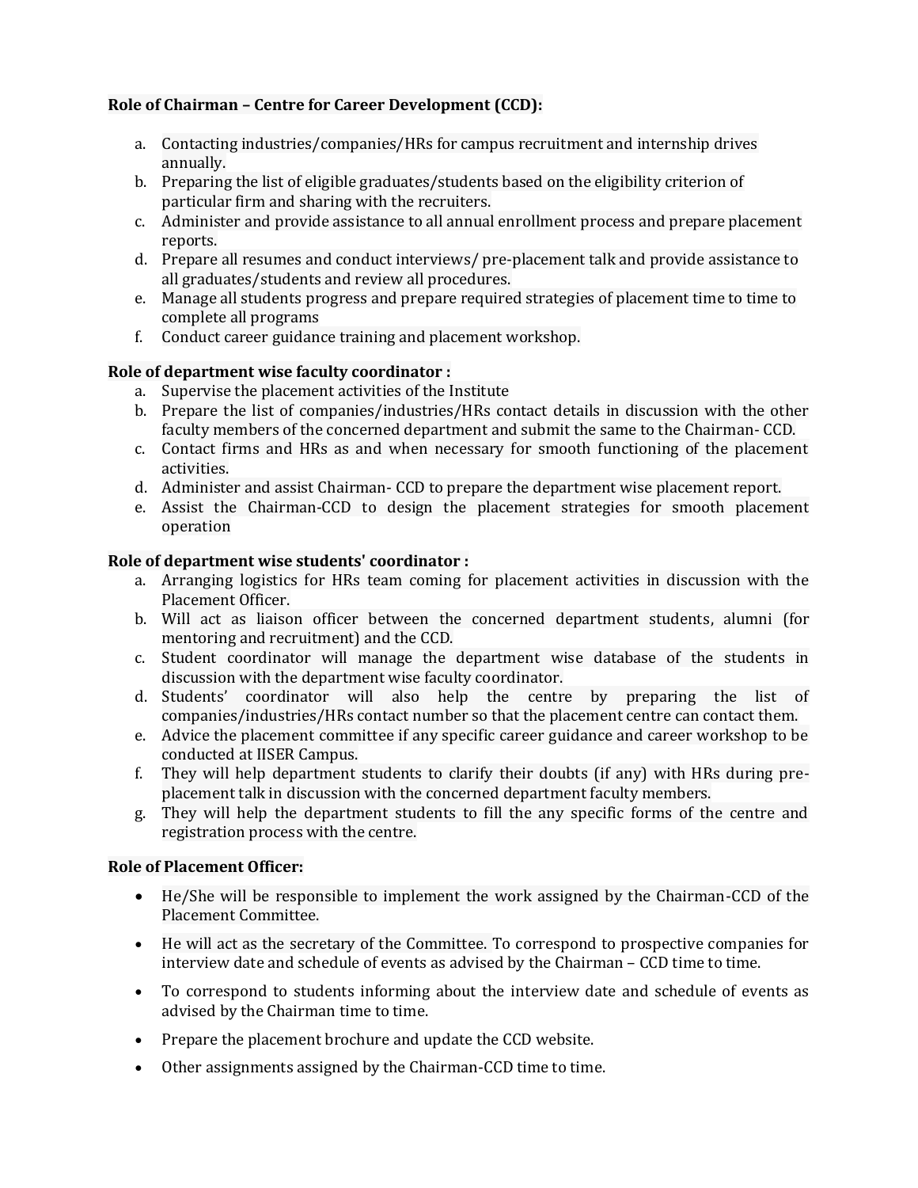**Role of Chairman – Centre for Career Development (CCD):**

a. Contacting industries/companies/HRs for campus recruitment and internship drives annually.
b. Preparing the list of eligible graduates/students based on the eligibility criterion of particular firm and sharing with the recruiters.
c. Administer and provide assistance to all annual enrollment process and prepare placement reports.
d. Prepare all resumes and conduct interviews/ pre-placement talk and provide assistance to all graduates/students and review all procedures.
e. Manage all students progress and prepare required strategies of placement time to time to complete all programs
f. Conduct career guidance training and placement workshop.

**Role of department wise faculty coordinator :**

a. Supervise the placement activities of the Institute
b. Prepare the list of companies/industries/HRs contact details in discussion with the other faculty members of the concerned department and submit the same to the Chairman- CCD.
c. Contact firms and HRs as and when necessary for smooth functioning of the placement activities.
d. Administer and assist Chairman- CCD to prepare the department wise placement report.
e. Assist the Chairman-CCD to design the placement strategies for smooth placement operation

**Role of department wise students' coordinator :**

a. Arranging logistics for HRs team coming for placement activities in discussion with the Placement Officer.
b. Will act as liaison officer between the concerned department students, alumni (for mentoring and recruitment) and the CCD.
c. Student coordinator will manage the department wise database of the students in discussion with the department wise faculty coordinator.
d. Students' coordinator will also help the centre by preparing the list of companies/industries/HRs contact number so that the placement centre can contact them.
e. Advice the placement committee if any specific career guidance and career workshop to be conducted at IISER Campus.
f. They will help department students to clarify their doubts (if any) with HRs during pre-placement talk in discussion with the concerned department faculty members.
g. They will help the department students to fill the any specific forms of the centre and registration process with the centre.

**Role of Placement Officer:**

- He/She will be responsible to implement the work assigned by the Chairman-CCD of the Placement Committee.
- He will act as the secretary of the Committee. To correspond to prospective companies for interview date and schedule of events as advised by the Chairman – CCD time to time.
- To correspond to students informing about the interview date and schedule of events as advised by the Chairman time to time.
- Prepare the placement brochure and update the CCD website.
- Other assignments assigned by the Chairman-CCD time to time.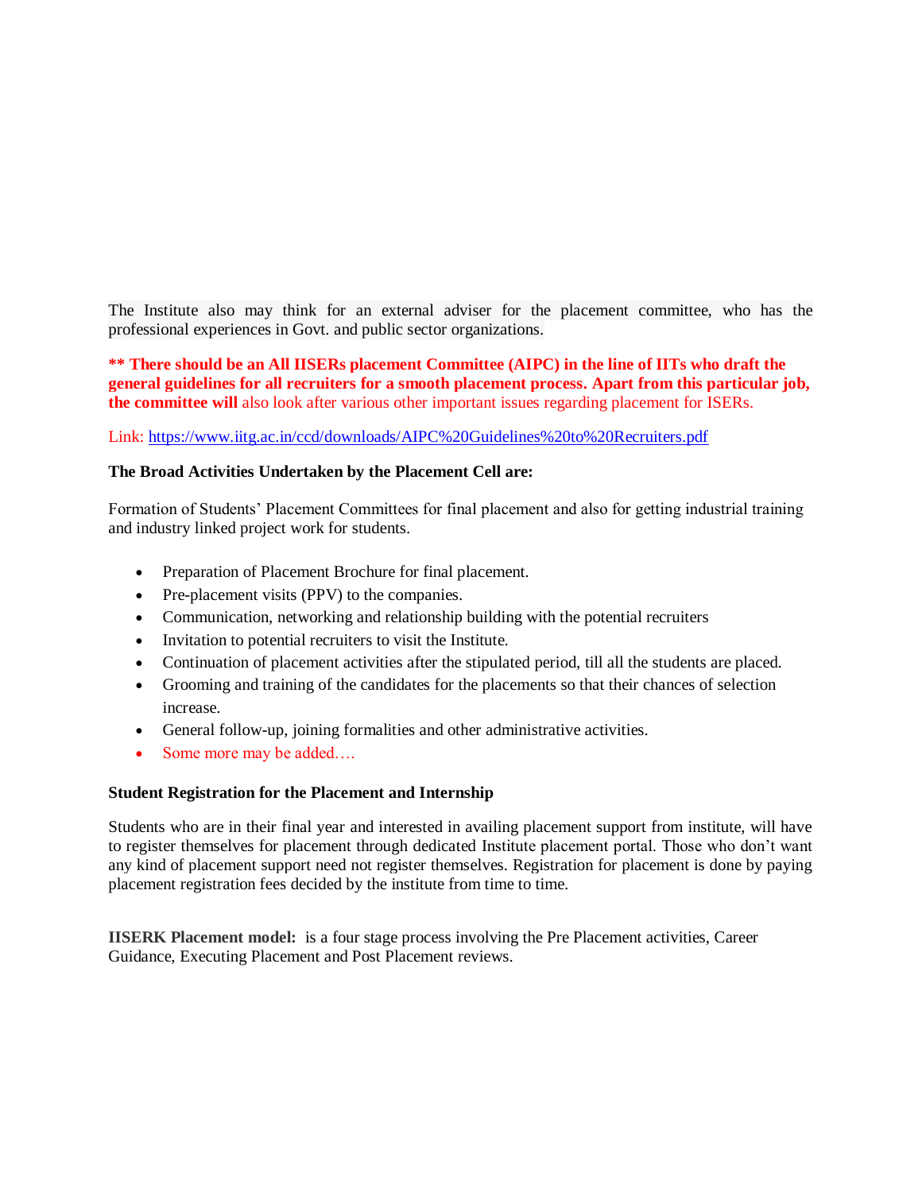The Institute also may think for an external adviser for the placement committee, who has the professional experiences in Govt. and public sector organizations.

**** There should be an All IISERs placement Committee (AIPC) in the line of IITs who draft the general guidelines for all recruiters for a smooth placement process. Apart from this particular job, the committee will** also look after various other important issues regarding placement for ISERs.

Link: https://www.iitg.ac.in/ccd/downloads/AIPC%20Guidelines%20to%20Recruiters.pdf

**The Broad Activities Undertaken by the Placement Cell are:**

Formation of Students' Placement Committees for final placement and also for getting industrial training and industry linked project work for students.

- Preparation of Placement Brochure for final placement.
- Pre-placement visits (PPV) to the companies.
- Communication, networking and relationship building with the potential recruiters
- Invitation to potential recruiters to visit the Institute.
- Continuation of placement activities after the stipulated period, till all the students are placed.
- Grooming and training of the candidates for the placements so that their chances of selection increase.
- General follow-up, joining formalities and other administrative activities.
- Some more may be added….

**Student Registration for the Placement and Internship**

Students who are in their final year and interested in availing placement support from institute, will have to register themselves for placement through dedicated Institute placement portal. Those who don't want any kind of placement support need not register themselves. Registration for placement is done by paying placement registration fees decided by the institute from time to time.

**IISERK Placement model:** is a four stage process involving the Pre Placement activities, Career Guidance, Executing Placement and Post Placement reviews.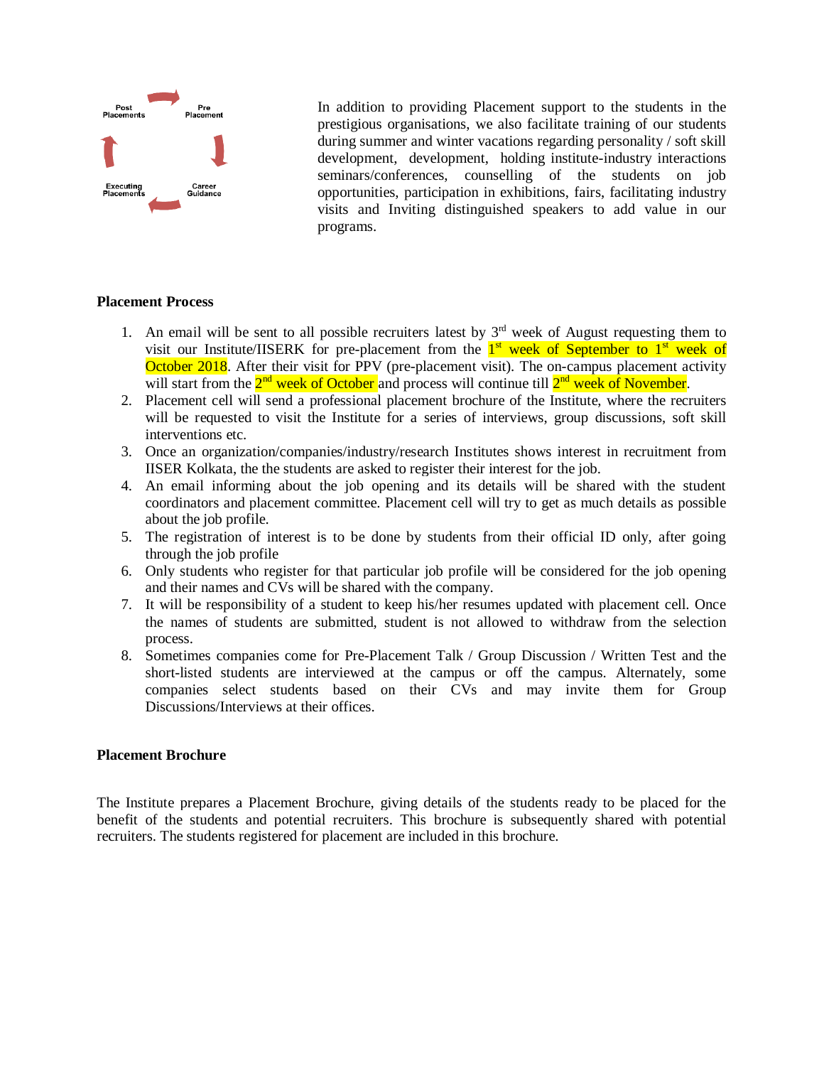Post Placements → Pre Placement → Career Guidance → Executing Placements

In addition to providing Placement support to the students in the prestigious organisations, we also facilitate training of our students during summer and winter vacations regarding personality / soft skill development, development, holding institute-industry interactions seminars/conferences, counselling of the students on job opportunities, participation in exhibitions, fairs, facilitating industry visits and Inviting distinguished speakers to add value in our programs.

**Placement Process**

1. An email will be sent to all possible recruiters latest by 3rd week of August requesting them to visit our Institute/IISERK for pre-placement from the 1st week of September to 1st week of October 2018. After their visit for PPV (pre-placement visit). The on-campus placement activity will start from the 2nd week of October and process will continue till 2nd week of November.
2. Placement cell will send a professional placement brochure of the Institute, where the recruiters will be requested to visit the Institute for a series of interviews, group discussions, soft skill interventions etc.
3. Once an organization/companies/industry/research Institutes shows interest in recruitment from IISER Kolkata, the the students are asked to register their interest for the job.
4. An email informing about the job opening and its details will be shared with the student coordinators and placement committee. Placement cell will try to get as much details as possible about the job profile.
5. The registration of interest is to be done by students from their official ID only, after going through the job profile
6. Only students who register for that particular job profile will be considered for the job opening and their names and CVs will be shared with the company.
7. It will be responsibility of a student to keep his/her resumes updated with placement cell. Once the names of students are submitted, student is not allowed to withdraw from the selection process.
8. Sometimes companies come for Pre-Placement Talk / Group Discussion / Written Test and the short-listed students are interviewed at the campus or off the campus. Alternately, some companies select students based on their CVs and may invite them for Group Discussions/Interviews at their offices.

**Placement Brochure**

The Institute prepares a Placement Brochure, giving details of the students ready to be placed for the benefit of the students and potential recruiters. This brochure is subsequently shared with potential recruiters. The students registered for placement are included in this brochure.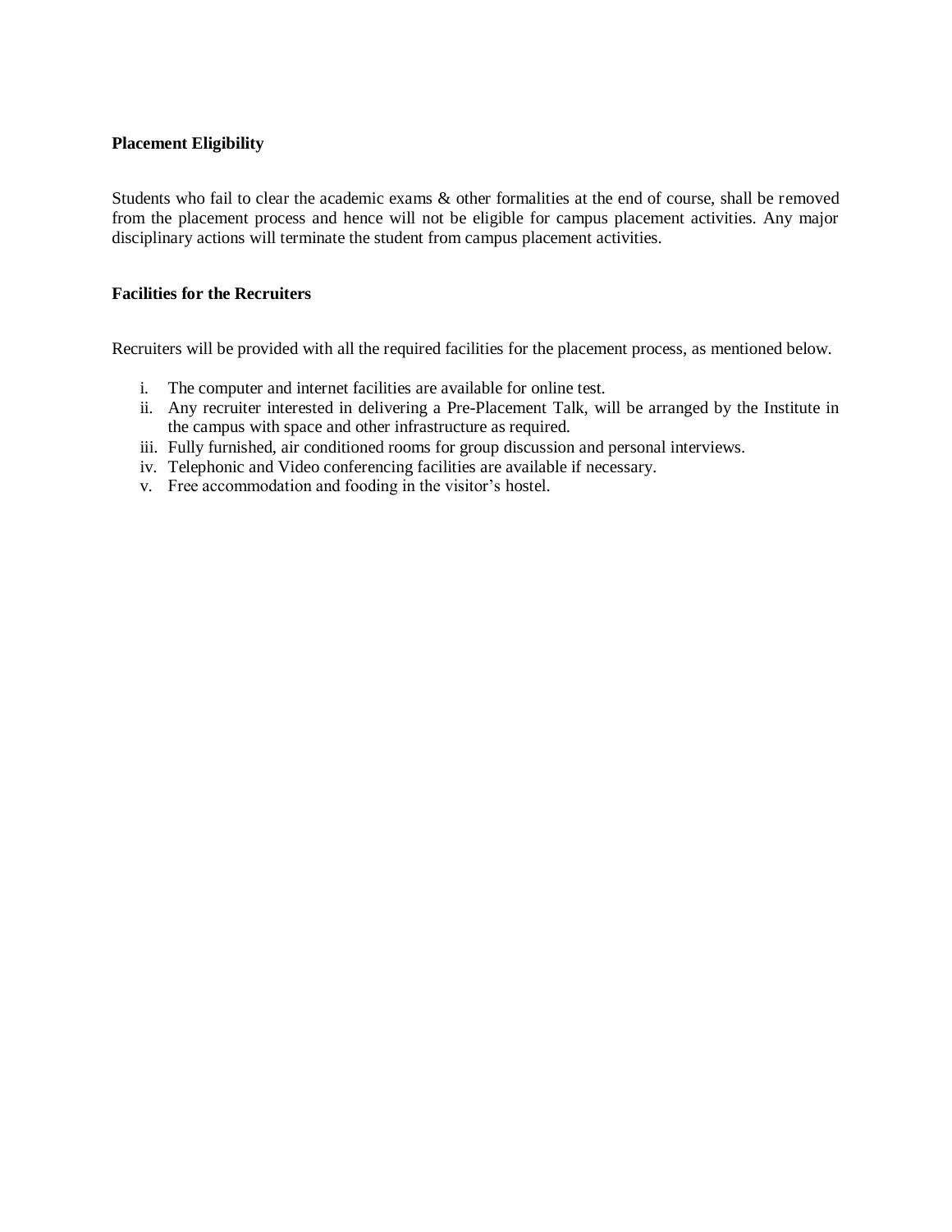**Placement Eligibility**

Students who fail to clear the academic exams & other formalities at the end of course, shall be removed from the placement process and hence will not be eligible for campus placement activities. Any major disciplinary actions will terminate the student from campus placement activities.

**Facilities for the Recruiters**

Recruiters will be provided with all the required facilities for the placement process, as mentioned below.

i. The computer and internet facilities are available for online test.
ii. Any recruiter interested in delivering a Pre-Placement Talk, will be arranged by the Institute in the campus with space and other infrastructure as required.
iii. Fully furnished, air conditioned rooms for group discussion and personal interviews.
iv. Telephonic and Video conferencing facilities are available if necessary.
v. Free accommodation and fooding in the visitor's hostel.